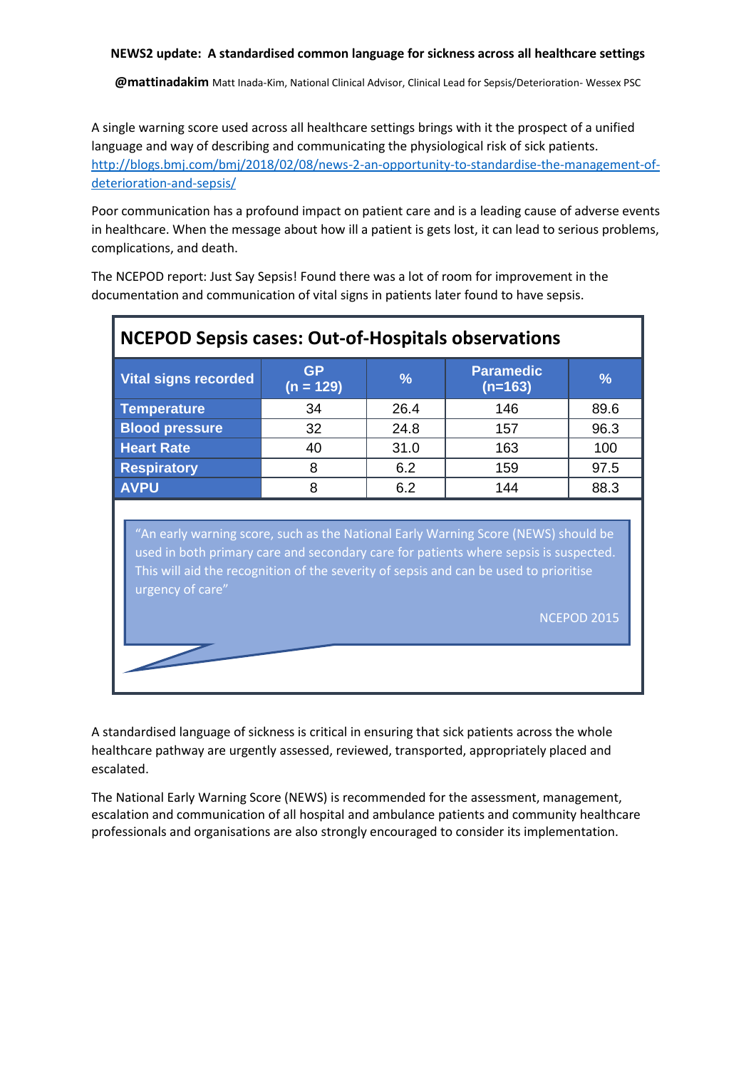**NEWS2 update: A standardised common language for sickness across all healthcare settings**

**@mattinadakim** Matt Inada-Kim, National Clinical Advisor, Clinical Lead for Sepsis/Deterioration- Wessex PSC

A single warning score used across all healthcare settings brings with it the prospect of a unified language and way of describing and communicating the physiological risk of sick patients. [http://blogs.bmj.com/bmj/2018/02/08/news-2-an-opportunity-to-standardise-the-management-of-deterioration-and-sepsis/](http://blogs.bmj.com/bmj/2018/02/08/news-2-an-opportunity-to-standardise-the-management-of-deterioration-and-sepsis/)

Poor communication has a profound impact on patient care and is a leading cause of adverse events in healthcare. When the message about how ill a patient is gets lost, it can lead to serious problems, complications, and death.

The NCEPOD report: Just Say Sepsis! Found there was a lot of room for improvement in the documentation and communication of vital signs in patients later found to have sepsis.

**NCEPOD Sepsis cases: Out-of-Hospitals observations**

| Vital signs recorded | GP (n = 129) | % | Paramedic (n=163) | % |
|---|---|---|---|---|
| Temperature | 34 | 26.4 | 146 | 89.6 |
| Blood pressure | 32 | 24.8 | 157 | 96.3 |
| Heart Rate | 40 | 31.0 | 163 | 100 |
| Respiratory | 8 | 6.2 | 159 | 97.5 |
| AVPU | 8 | 6.2 | 144 | 88.3 |

> "An early warning score, such as the National Early Warning Score (NEWS) should be used in both primary care and secondary care for patients where sepsis is suspected. This will aid the recognition of the severity of sepsis and can be used to prioritise urgency of care"
>
> NCEPOD 2015

A standardised language of sickness is critical in ensuring that sick patients across the whole healthcare pathway are urgently assessed, reviewed, transported, appropriately placed and escalated.

The National Early Warning Score (NEWS) is recommended for the assessment, management, escalation and communication of all hospital and ambulance patients and community healthcare professionals and organisations are also strongly encouraged to consider its implementation.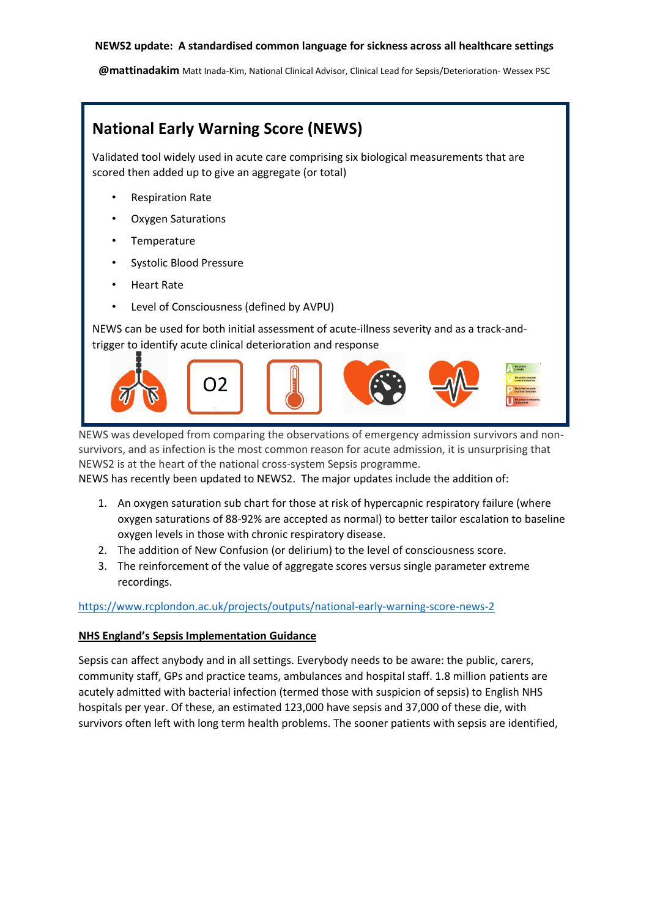**NEWS2 update: A standardised common language for sickness across all healthcare settings**

**@mattinadakim** Matt Inada-Kim, National Clinical Advisor, Clinical Lead for Sepsis/Deterioration- Wessex PSC

## National Early Warning Score (NEWS)

Validated tool widely used in acute care comprising six biological measurements that are scored then added up to give an aggregate (or total)

- Respiration Rate
- Oxygen Saturations
- Temperature
- Systolic Blood Pressure
- Heart Rate
- Level of Consciousness (defined by AVPU)

NEWS can be used for both initial assessment of acute-illness severity and as a track-and-trigger to identify acute clinical deterioration and response

NEWS was developed from comparing the observations of emergency admission survivors and non-survivors, and as infection is the most common reason for acute admission, it is unsurprising that NEWS2 is at the heart of the national cross-system Sepsis programme.

NEWS has recently been updated to NEWS2. The major updates include the addition of:

1. An oxygen saturation sub chart for those at risk of hypercapnic respiratory failure (where oxygen saturations of 88-92% are accepted as normal) to better tailor escalation to baseline oxygen levels in those with chronic respiratory disease.
2. The addition of New Confusion (or delirium) to the level of consciousness score.
3. The reinforcement of the value of aggregate scores versus single parameter extreme recordings.

https://www.rcplondon.ac.uk/projects/outputs/national-early-warning-score-news-2

**NHS England's Sepsis Implementation Guidance**

Sepsis can affect anybody and in all settings. Everybody needs to be aware: the public, carers, community staff, GPs and practice teams, ambulances and hospital staff. 1.8 million patients are acutely admitted with bacterial infection (termed those with suspicion of sepsis) to English NHS hospitals per year. Of these, an estimated 123,000 have sepsis and 37,000 of these die, with survivors often left with long term health problems. The sooner patients with sepsis are identified,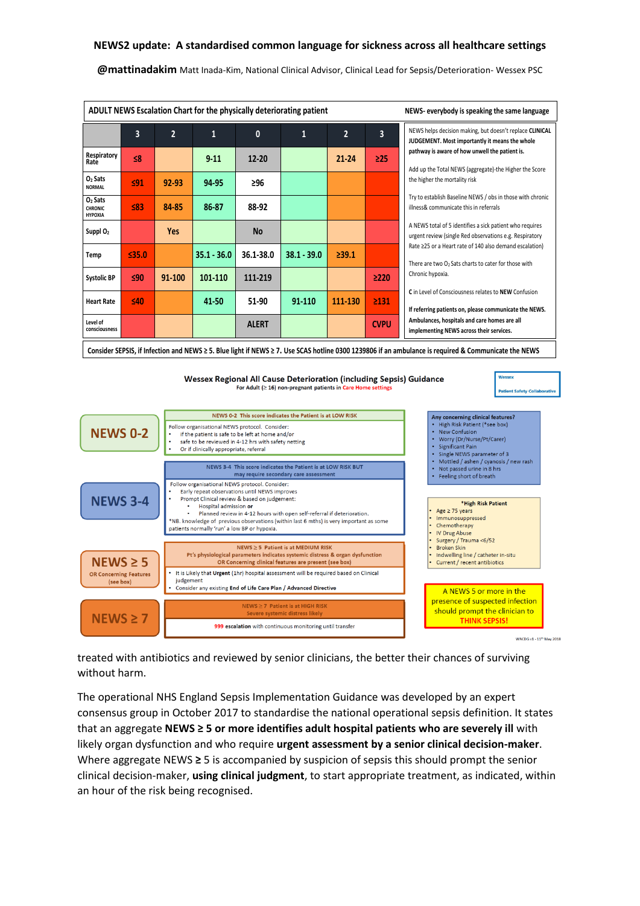**NEWS2 update: A standardised common language for sickness across all healthcare settings**

**@mattinadakim** Matt Inada-Kim, National Clinical Advisor, Clinical Lead for Sepsis/Deterioration- Wessex PSC

**ADULT NEWS Escalation Chart for the physically deteriorating patient** — **NEWS- everybody is speaking the same language**

| | 3 | 2 | 1 | 0 | 1 | 2 | 3 |
|---|---|---|---|---|---|---|---|
| Respiratory Rate | ≤8 | | 9-11 | 12-20 | | 21-24 | ≥25 |
| $O_2$ Sats NORMAL | ≤91 | 92-93 | 94-95 | ≥96 | | | |
| $O_2$ Sats CHRONIC HYPOXIA | ≤83 | 84-85 | 86-87 | 88-92 | | | |
| Suppl $O_2$ | | Yes | | No | | | |
| Temp | ≤35.0 | | 35.1 - 36.0 | 36.1-38.0 | 38.1 - 39.0 | ≥39.1 | |
| Systolic BP | ≤90 | 91-100 | 101-110 | 111-219 | | | ≥220 |
| Heart Rate | ≤40 | | 41-50 | 51-90 | 91-110 | 111-130 | ≥131 |
| Level of consciousness | | | | ALERT | | | CVPU |

NEWS helps decision making, but doesn't replace **CLINICAL JUDGEMENT. Most importantly it means the whole pathway is aware of how unwell the patient is.**

Add up the Total NEWS (aggregate)-the Higher the Score the higher the mortality risk

Try to establish Baseline NEWS / obs in those with chronic illness& communicate this in referrals

A NEWS total of 5 identifies a sick patient who requires urgent review (single Red observations e.g. Respiratory Rate ≥25 or a Heart rate of 140 also demand escalation)

There are two $O_2$ Sats charts to cater for those with Chronic hypoxia.

**C** in Level of Consciousness relates to **NEW** Confusion

**If referring patients on, please communicate the NEWS. Ambulances, hospitals and care homes are all implementing NEWS across their services.**

**Consider SEPSIS, if Infection and NEWS ≥ 5. Blue light if NEWS ≥ 7. Use SCAS hotline 0300 1239806 if an ambulance is required & Communicate the NEWS**

**Wessex Regional All Cause Deterioration (including Sepsis) Guidance**

For Adult (≥ 16) non-pregnant patients in Care Home settings

Wessex Patient Safety Collaborative

**NEWS 0-2**

NEWS 0-2 This score indicates the Patient is at LOW RISK

Follow organisational NEWS protocol. Consider:
- If the patient is safe to be left at home and/or safe to be reviewed in 4-12 hrs with safety netting
- Or if clinically appropriate, referral

**NEWS 3-4**

NEWS 3-4 This score indicates the Patient is at LOW RISK BUT may require secondary care assessment

Follow organisational NEWS protocol. Consider:
- Early repeat observations until NEWS improves
- Prompt Clinical review & based on judgement:
  - Hospital admission **or**
  - Planned review in 4-12 hours with open self-referral if deterioration.

*NB. knowledge of previous observations (within last 6 mths) is very important as some patients normally 'run' a low BP or hypoxia.

**NEWS ≥ 5**

OR Concerning Features (see box)

NEWS ≥ 5 Patient is at MEDIUM RISK

Pt's physiological parameters indicates systemic distress & organ dysfunction OR Concerning clinical features are present (see box)

- It is Likely that **Urgent** (1hr) hospital assessment will be required based on Clinical judgement
- Consider any existing **End of Life Care Plan / Advanced Directive**

**NEWS ≥ 7**

NEWS ≥ 7 Patient is at HIGH RISK

Severe systemic distress likely

**999 escalation** with continuous monitoring until transfer

**Any concerning clinical features?**
- High Risk Patient (*see box)
- New Confusion
- Worry (Dr/Nurse/Pt/Carer)
- Significant Pain
- Single NEWS parameter of 3
- Mottled / ashen / cyanosis / new rash
- Not passed urine in 8 hrs
- Feeling short of breath

**\*High Risk Patient**
- Age ≥ 75 years
- Immunosuppressed
- Chemotherapy
- IV Drug Abuse
- Surgery / Trauma <6/52
- Broken Skin
- Indwelling line / catheter in-situ
- Current / recent antibiotics

A NEWS 5 or more in the presence of suspected infection should prompt the clinician to THINK SEPSIS!

WACDG v1 - 11th May 2018

treated with antibiotics and reviewed by senior clinicians, the better their chances of surviving without harm.

The operational NHS England Sepsis Implementation Guidance was developed by an expert consensus group in October 2017 to standardise the national operational sepsis definition. It states that an aggregate **NEWS ≥ 5 or more identifies adult hospital patients who are severely ill** with likely organ dysfunction and who require **urgent assessment by a senior clinical decision-maker**. Where aggregate NEWS **≥** 5 is accompanied by suspicion of sepsis this should prompt the senior clinical decision-maker, **using clinical judgment**, to start appropriate treatment, as indicated, within an hour of the risk being recognised.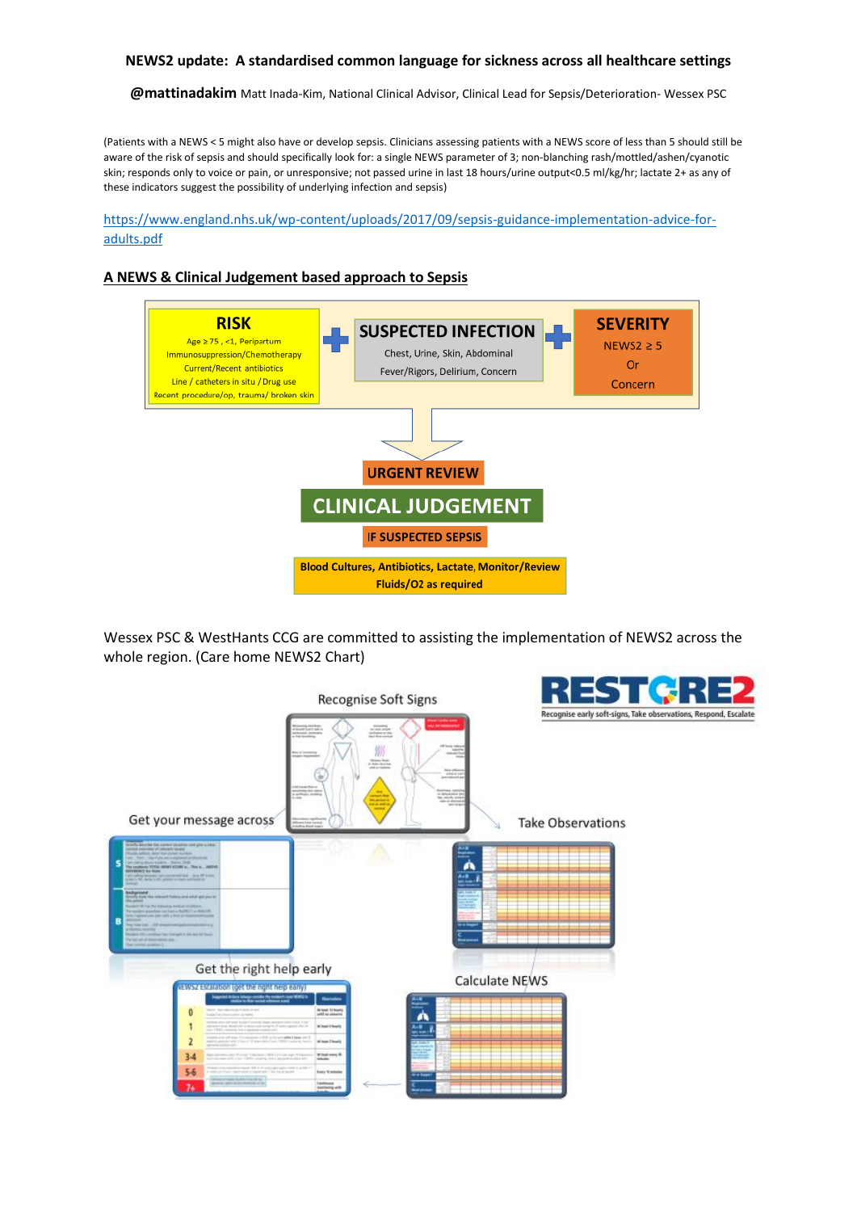**NEWS2 update: A standardised common language for sickness across all healthcare settings**

**@mattinadakim** Matt Inada-Kim, National Clinical Advisor, Clinical Lead for Sepsis/Deterioration- Wessex PSC

(Patients with a NEWS < 5 might also have or develop sepsis. Clinicians assessing patients with a NEWS score of less than 5 should still be aware of the risk of sepsis and should specifically look for: a single NEWS parameter of 3; non-blanching rash/mottled/ashen/cyanotic skin; responds only to voice or pain, or unresponsive; not passed urine in last 18 hours/urine output<0.5 ml/kg/hr; lactate 2+ as any of these indicators suggest the possibility of underlying infection and sepsis)

https://www.england.nhs.uk/wp-content/uploads/2017/09/sepsis-guidance-implementation-advice-for-adults.pdf

**A NEWS & Clinical Judgement based approach to Sepsis**

**RISK**
Age ≥ 75 , <1, Peripartum
Immunosuppression/Chemotherapy
Current/Recent antibiotics
Line / catheters in situ / Drug use
Recent procedure/op, trauma/ broken skin

+

**SUSPECTED INFECTION**
Chest, Urine, Skin, Abdominal
Fever/Rigors, Delirium, Concern

+

**SEVERITY**
NEWS2 ≥ 5
Or
Concern

**URGENT REVIEW**

**CLINICAL JUDGEMENT**

**IF SUSPECTED SEPSIS**

**Blood Cultures, Antibiotics, Lactate, Monitor/Review Fluids/O2 as required**

Wessex PSC & WestHants CCG are committed to assisting the implementation of NEWS2 across the whole region. (Care home NEWS2 Chart)

RESTORE2
Recognise early soft-signs, Take observations, Respond, Escalate

Recognise Soft Signs

Take Observations

Calculate NEWS

Get the right help early

Get your message across